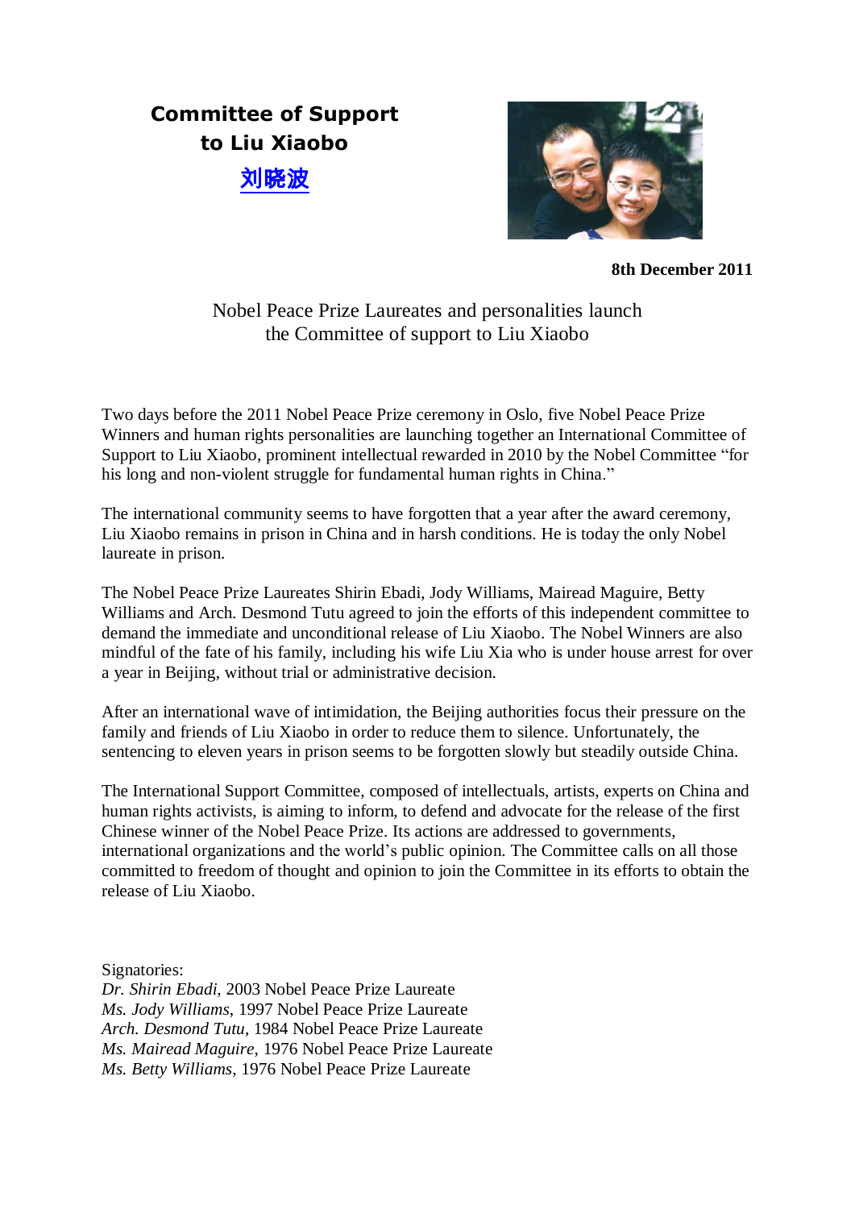# Committee of Support to Liu Xiaobo

**刘晓波**

**8th December 2011**

## Nobel Peace Prize Laureates and personalities launch the Committee of support to Liu Xiaobo

Two days before the 2011 Nobel Peace Prize ceremony in Oslo, five Nobel Peace Prize Winners and human rights personalities are launching together an International Committee of Support to Liu Xiaobo, prominent intellectual rewarded in 2010 by the Nobel Committee "for his long and non-violent struggle for fundamental human rights in China."

The international community seems to have forgotten that a year after the award ceremony, Liu Xiaobo remains in prison in China and in harsh conditions. He is today the only Nobel laureate in prison.

The Nobel Peace Prize Laureates Shirin Ebadi, Jody Williams, Mairead Maguire, Betty Williams and Arch. Desmond Tutu agreed to join the efforts of this independent committee to demand the immediate and unconditional release of Liu Xiaobo. The Nobel Winners are also mindful of the fate of his family, including his wife Liu Xia who is under house arrest for over a year in Beijing, without trial or administrative decision.

After an international wave of intimidation, the Beijing authorities focus their pressure on the family and friends of Liu Xiaobo in order to reduce them to silence. Unfortunately, the sentencing to eleven years in prison seems to be forgotten slowly but steadily outside China.

The International Support Committee, composed of intellectuals, artists, experts on China and human rights activists, is aiming to inform, to defend and advocate for the release of the first Chinese winner of the Nobel Peace Prize. Its actions are addressed to governments, international organizations and the world's public opinion. The Committee calls on all those committed to freedom of thought and opinion to join the Committee in its efforts to obtain the release of Liu Xiaobo.

Signatories:
*Dr. Shirin Ebadi*, 2003 Nobel Peace Prize Laureate
*Ms. Jody Williams*, 1997 Nobel Peace Prize Laureate
*Arch. Desmond Tutu*, 1984 Nobel Peace Prize Laureate
*Ms. Mairead Maguire*, 1976 Nobel Peace Prize Laureate
*Ms. Betty Williams*, 1976 Nobel Peace Prize Laureate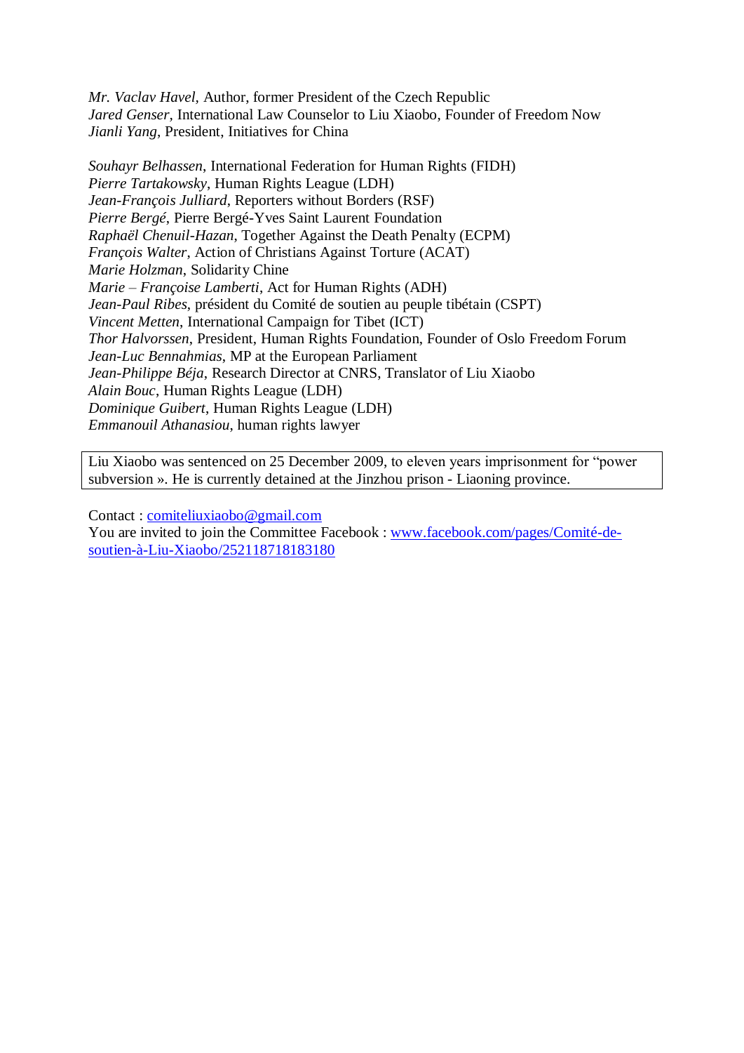*Mr. Vaclav Havel*, Author, former President of the Czech Republic
*Jared Genser*, International Law Counselor to Liu Xiaobo, Founder of Freedom Now
*Jianli Yang*, President, Initiatives for China

*Souhayr Belhassen*, International Federation for Human Rights (FIDH)
*Pierre Tartakowsky*, Human Rights League (LDH)
*Jean-François Julliard*, Reporters without Borders (RSF)
*Pierre Bergé*, Pierre Bergé-Yves Saint Laurent Foundation
*Raphaël Chenuil-Hazan*, Together Against the Death Penalty (ECPM)
*François Walter*, Action of Christians Against Torture (ACAT)
*Marie Holzman*, Solidarity Chine
*Marie – Françoise Lamberti*, Act for Human Rights (ADH)
*Jean-Paul Ribes*, président du Comité de soutien au peuple tibétain (CSPT)
*Vincent Metten*, International Campaign for Tibet (ICT)
*Thor Halvorssen*, President, Human Rights Foundation, Founder of Oslo Freedom Forum
*Jean-Luc Bennahmias*, MP at the European Parliament
*Jean-Philippe Béja*, Research Director at CNRS, Translator of Liu Xiaobo
*Alain Bouc*, Human Rights League (LDH)
*Dominique Guibert*, Human Rights League (LDH)
*Emmanouil Athanasiou*, human rights lawyer

Liu Xiaobo was sentenced on 25 December 2009, to eleven years imprisonment for "power subversion ». He is currently detained at the Jinzhou prison - Liaoning province.

Contact : comiteliuxiaobo@gmail.com
You are invited to join the Committee Facebook : www.facebook.com/pages/Comité-de-soutien-à-Liu-Xiaobo/252118718183180